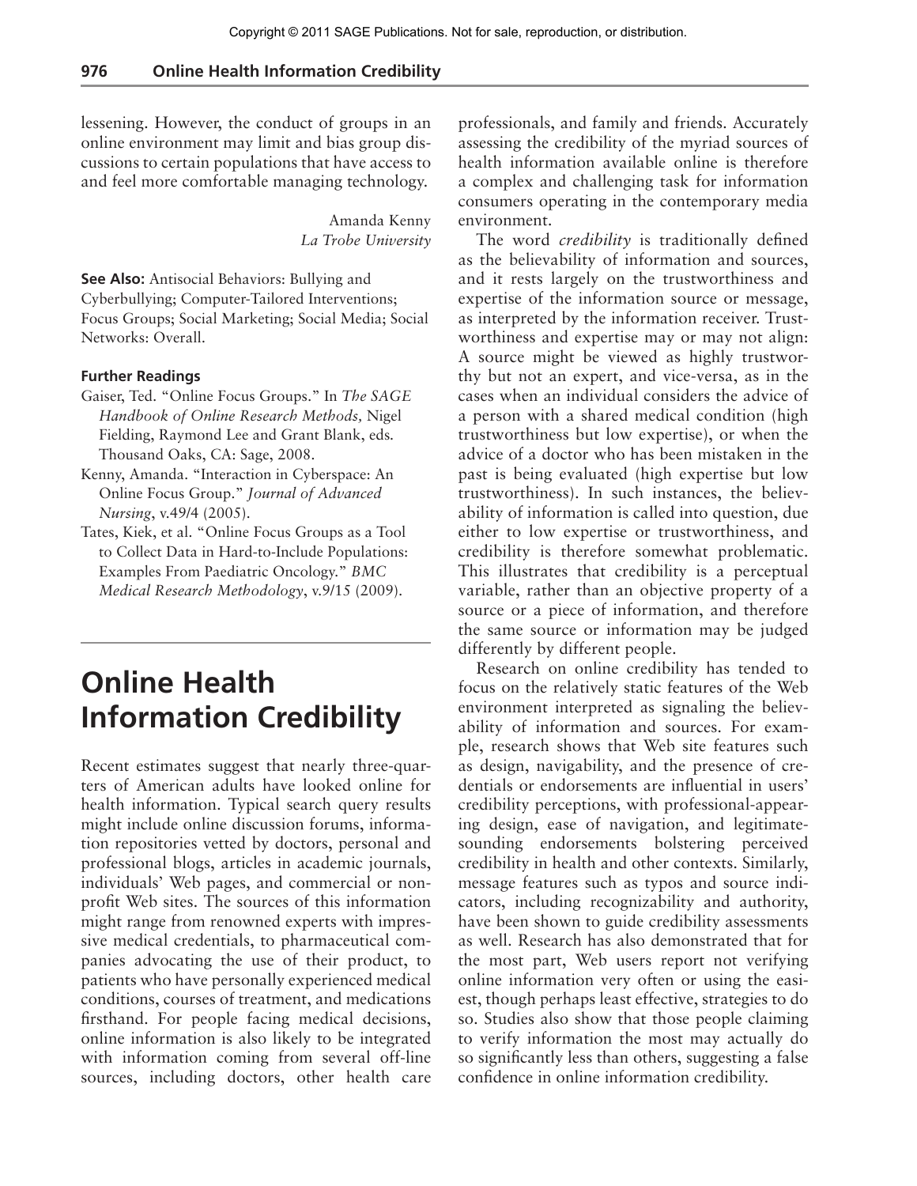lessening. However, the conduct of groups in an online environment may limit and bias group discussions to certain populations that have access to and feel more comfortable managing technology.

Amanda Kenny
*La Trobe University*

**See Also:** Antisocial Behaviors: Bullying and Cyberbullying; Computer-Tailored Interventions; Focus Groups; Social Marketing; Social Media; Social Networks: Overall.

### Further Readings

Gaiser, Ted. "Online Focus Groups." In *The SAGE Handbook of Online Research Methods,* Nigel Fielding, Raymond Lee and Grant Blank, eds. Thousand Oaks, CA: Sage, 2008.

Kenny, Amanda. "Interaction in Cyberspace: An Online Focus Group." *Journal of Advanced Nursing*, v.49/4 (2005).

Tates, Kiek, et al. "Online Focus Groups as a Tool to Collect Data in Hard-to-Include Populations: Examples From Paediatric Oncology." *BMC Medical Research Methodology*, v.9/15 (2009).

# Online Health Information Credibility

Recent estimates suggest that nearly three-quarters of American adults have looked online for health information. Typical search query results might include online discussion forums, information repositories vetted by doctors, personal and professional blogs, articles in academic journals, individuals' Web pages, and commercial or nonprofit Web sites. The sources of this information might range from renowned experts with impressive medical credentials, to pharmaceutical companies advocating the use of their product, to patients who have personally experienced medical conditions, courses of treatment, and medications firsthand. For people facing medical decisions, online information is also likely to be integrated with information coming from several off-line sources, including doctors, other health care professionals, and family and friends. Accurately assessing the credibility of the myriad sources of health information available online is therefore a complex and challenging task for information consumers operating in the contemporary media environment.

The word *credibility* is traditionally defined as the believability of information and sources, and it rests largely on the trustworthiness and expertise of the information source or message, as interpreted by the information receiver. Trustworthiness and expertise may or may not align: A source might be viewed as highly trustworthy but not an expert, and vice-versa, as in the cases when an individual considers the advice of a person with a shared medical condition (high trustworthiness but low expertise), or when the advice of a doctor who has been mistaken in the past is being evaluated (high expertise but low trustworthiness). In such instances, the believability of information is called into question, due either to low expertise or trustworthiness, and credibility is therefore somewhat problematic. This illustrates that credibility is a perceptual variable, rather than an objective property of a source or a piece of information, and therefore the same source or information may be judged differently by different people.

Research on online credibility has tended to focus on the relatively static features of the Web environment interpreted as signaling the believability of information and sources. For example, research shows that Web site features such as design, navigability, and the presence of credentials or endorsements are influential in users' credibility perceptions, with professional-appearing design, ease of navigation, and legitimate-sounding endorsements bolstering perceived credibility in health and other contexts. Similarly, message features such as typos and source indicators, including recognizability and authority, have been shown to guide credibility assessments as well. Research has also demonstrated that for the most part, Web users report not verifying online information very often or using the easiest, though perhaps least effective, strategies to do so. Studies also show that those people claiming to verify information the most may actually do so significantly less than others, suggesting a false confidence in online information credibility.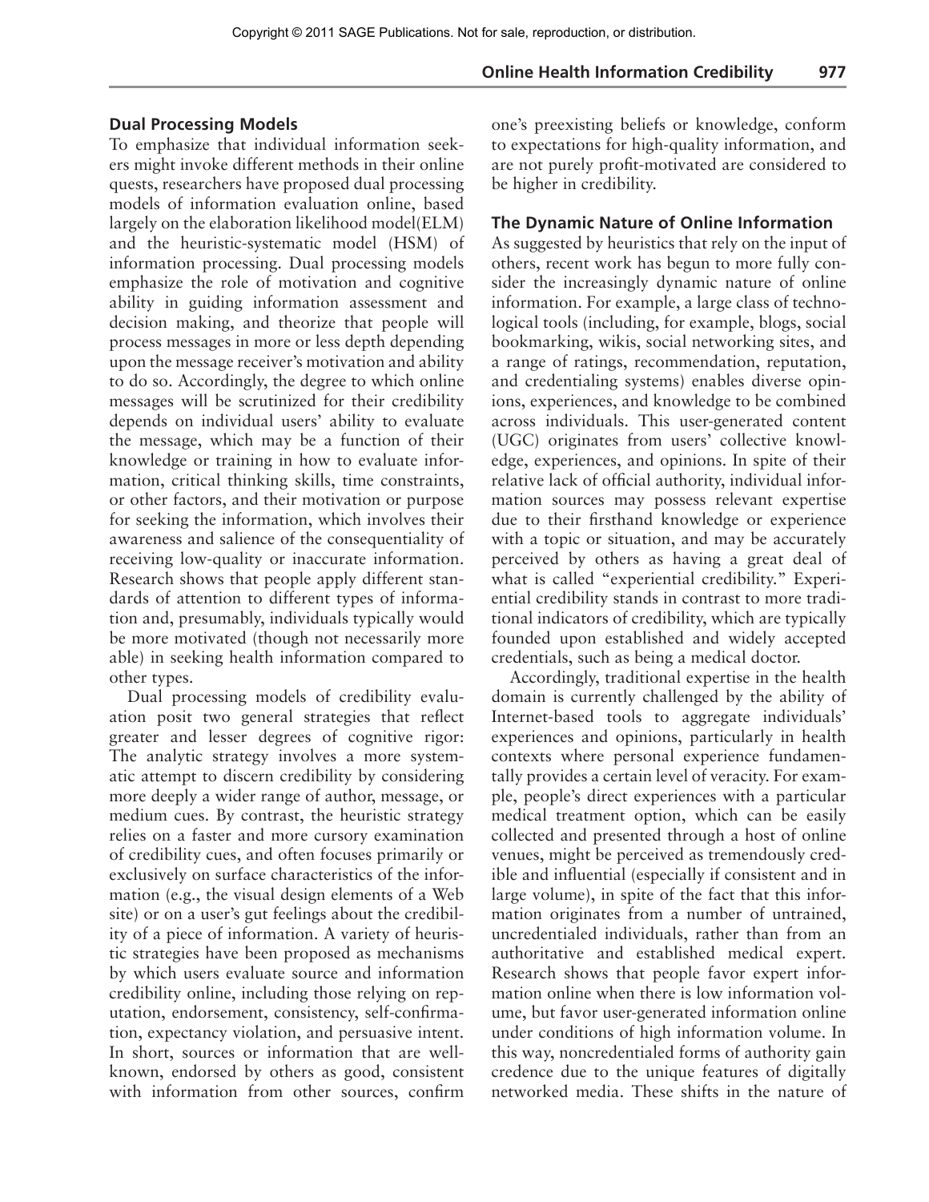## Dual Processing Models

To emphasize that individual information seekers might invoke different methods in their online quests, researchers have proposed dual processing models of information evaluation online, based largely on the elaboration likelihood model(ELM) and the heuristic-systematic model (HSM) of information processing. Dual processing models emphasize the role of motivation and cognitive ability in guiding information assessment and decision making, and theorize that people will process messages in more or less depth depending upon the message receiver's motivation and ability to do so. Accordingly, the degree to which online messages will be scrutinized for their credibility depends on individual users' ability to evaluate the message, which may be a function of their knowledge or training in how to evaluate information, critical thinking skills, time constraints, or other factors, and their motivation or purpose for seeking the information, which involves their awareness and salience of the consequentiality of receiving low-quality or inaccurate information. Research shows that people apply different standards of attention to different types of information and, presumably, individuals typically would be more motivated (though not necessarily more able) in seeking health information compared to other types.

Dual processing models of credibility evaluation posit two general strategies that reflect greater and lesser degrees of cognitive rigor: The analytic strategy involves a more systematic attempt to discern credibility by considering more deeply a wider range of author, message, or medium cues. By contrast, the heuristic strategy relies on a faster and more cursory examination of credibility cues, and often focuses primarily or exclusively on surface characteristics of the information (e.g., the visual design elements of a Web site) or on a user's gut feelings about the credibility of a piece of information. A variety of heuristic strategies have been proposed as mechanisms by which users evaluate source and information credibility online, including those relying on reputation, endorsement, consistency, self-confirmation, expectancy violation, and persuasive intent. In short, sources or information that are well-known, endorsed by others as good, consistent with information from other sources, confirm one's preexisting beliefs or knowledge, conform to expectations for high-quality information, and are not purely profit-motivated are considered to be higher in credibility.

## The Dynamic Nature of Online Information

As suggested by heuristics that rely on the input of others, recent work has begun to more fully consider the increasingly dynamic nature of online information. For example, a large class of technological tools (including, for example, blogs, social bookmarking, wikis, social networking sites, and a range of ratings, recommendation, reputation, and credentialing systems) enables diverse opinions, experiences, and knowledge to be combined across individuals. This user-generated content (UGC) originates from users' collective knowledge, experiences, and opinions. In spite of their relative lack of official authority, individual information sources may possess relevant expertise due to their firsthand knowledge or experience with a topic or situation, and may be accurately perceived by others as having a great deal of what is called "experiential credibility." Experiential credibility stands in contrast to more traditional indicators of credibility, which are typically founded upon established and widely accepted credentials, such as being a medical doctor.

Accordingly, traditional expertise in the health domain is currently challenged by the ability of Internet-based tools to aggregate individuals' experiences and opinions, particularly in health contexts where personal experience fundamentally provides a certain level of veracity. For example, people's direct experiences with a particular medical treatment option, which can be easily collected and presented through a host of online venues, might be perceived as tremendously credible and influential (especially if consistent and in large volume), in spite of the fact that this information originates from a number of untrained, uncredentialed individuals, rather than from an authoritative and established medical expert. Research shows that people favor expert information online when there is low information volume, but favor user-generated information online under conditions of high information volume. In this way, noncredentialed forms of authority gain credence due to the unique features of digitally networked media. These shifts in the nature of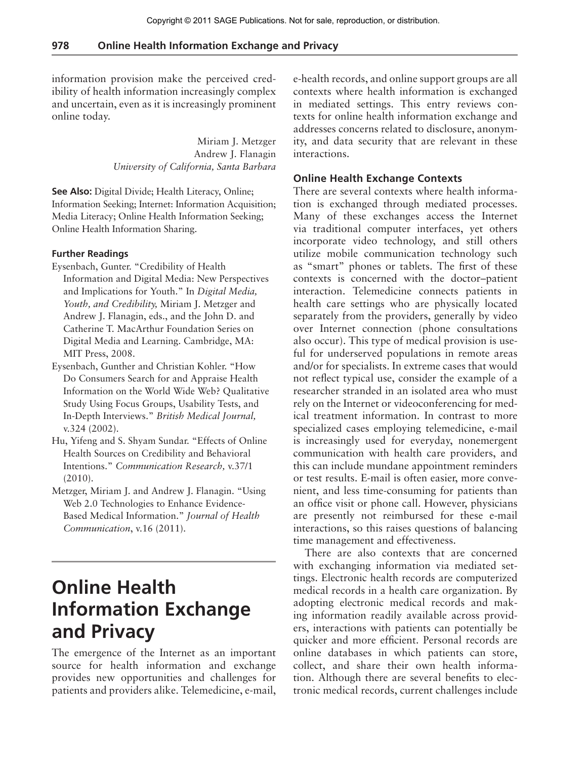information provision make the perceived credibility of health information increasingly complex and uncertain, even as it is increasingly prominent online today.

Miriam J. Metzger
Andrew J. Flanagin
*University of California, Santa Barbara*

**See Also:** Digital Divide; Health Literacy, Online; Information Seeking; Internet: Information Acquisition; Media Literacy; Online Health Information Seeking; Online Health Information Sharing.

#### Further Readings

Eysenbach, Gunter. "Credibility of Health Information and Digital Media: New Perspectives and Implications for Youth." In *Digital Media, Youth, and Credibility,* Miriam J. Metzger and Andrew J. Flanagin, eds., and the John D. and Catherine T. MacArthur Foundation Series on Digital Media and Learning. Cambridge, MA: MIT Press, 2008.

Eysenbach, Gunther and Christian Kohler. "How Do Consumers Search for and Appraise Health Information on the World Wide Web? Qualitative Study Using Focus Groups, Usability Tests, and In-Depth Interviews." *British Medical Journal,* v.324 (2002).

Hu, Yifeng and S. Shyam Sundar. "Effects of Online Health Sources on Credibility and Behavioral Intentions." *Communication Research,* v.37/1 (2010).

Metzger, Miriam J. and Andrew J. Flanagin. "Using Web 2.0 Technologies to Enhance Evidence-Based Medical Information." *Journal of Health Communication*, v.16 (2011).

# Online Health Information Exchange and Privacy

The emergence of the Internet as an important source for health information and exchange provides new opportunities and challenges for patients and providers alike. Telemedicine, e-mail, e-health records, and online support groups are all contexts where health information is exchanged in mediated settings. This entry reviews contexts for online health information exchange and addresses concerns related to disclosure, anonymity, and data security that are relevant in these interactions.

#### Online Health Exchange Contexts

There are several contexts where health information is exchanged through mediated processes. Many of these exchanges access the Internet via traditional computer interfaces, yet others incorporate video technology, and still others utilize mobile communication technology such as "smart" phones or tablets. The first of these contexts is concerned with the doctor–patient interaction. Telemedicine connects patients in health care settings who are physically located separately from the providers, generally by video over Internet connection (phone consultations also occur). This type of medical provision is useful for underserved populations in remote areas and/or for specialists. In extreme cases that would not reflect typical use, consider the example of a researcher stranded in an isolated area who must rely on the Internet or videoconferencing for medical treatment information. In contrast to more specialized cases employing telemedicine, e-mail is increasingly used for everyday, nonemergent communication with health care providers, and this can include mundane appointment reminders or test results. E-mail is often easier, more convenient, and less time-consuming for patients than an office visit or phone call. However, physicians are presently not reimbursed for these e-mail interactions, so this raises questions of balancing time management and effectiveness.

There are also contexts that are concerned with exchanging information via mediated settings. Electronic health records are computerized medical records in a health care organization. By adopting electronic medical records and making information readily available across providers, interactions with patients can potentially be quicker and more efficient. Personal records are online databases in which patients can store, collect, and share their own health information. Although there are several benefits to electronic medical records, current challenges include